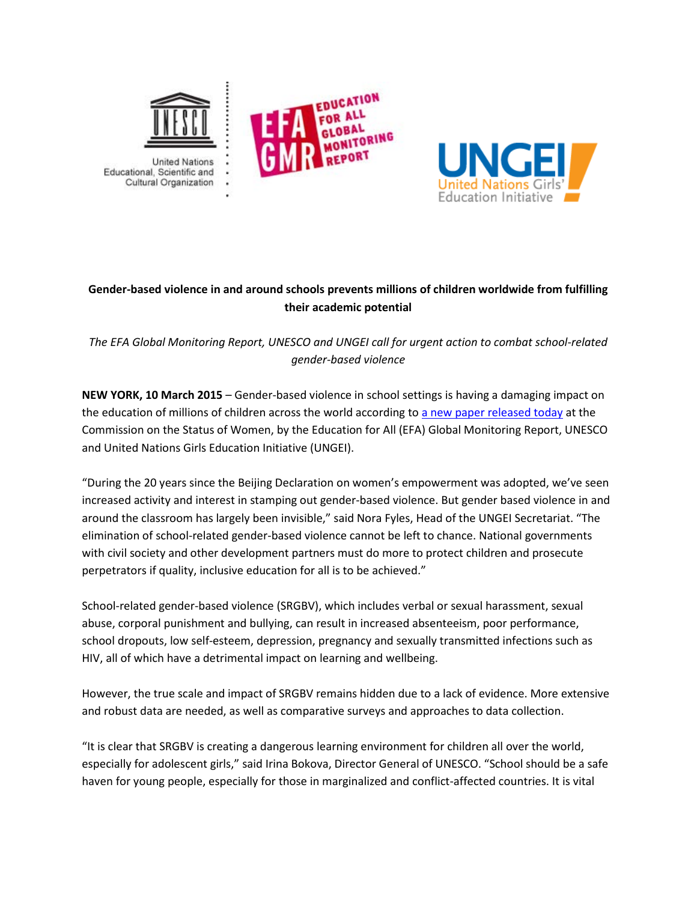**Gender-based violence in and around schools prevents millions of children worldwide from fulfilling their academic potential**

*The EFA Global Monitoring Report, UNESCO and UNGEI call for urgent action to combat school-related gender-based violence*

**NEW YORK, 10 March 2015** – Gender-based violence in school settings is having a damaging impact on the education of millions of children across the world according to [a new paper released today]() at the Commission on the Status of Women, by the Education for All (EFA) Global Monitoring Report, UNESCO and United Nations Girls Education Initiative (UNGEI).

"During the 20 years since the Beijing Declaration on women's empowerment was adopted, we've seen increased activity and interest in stamping out gender-based violence. But gender based violence in and around the classroom has largely been invisible," said Nora Fyles, Head of the UNGEI Secretariat. "The elimination of school-related gender-based violence cannot be left to chance. National governments with civil society and other development partners must do more to protect children and prosecute perpetrators if quality, inclusive education for all is to be achieved."

School-related gender-based violence (SRGBV), which includes verbal or sexual harassment, sexual abuse, corporal punishment and bullying, can result in increased absenteeism, poor performance, school dropouts, low self-esteem, depression, pregnancy and sexually transmitted infections such as HIV, all of which have a detrimental impact on learning and wellbeing.

However, the true scale and impact of SRGBV remains hidden due to a lack of evidence. More extensive and robust data are needed, as well as comparative surveys and approaches to data collection.

"It is clear that SRGBV is creating a dangerous learning environment for children all over the world, especially for adolescent girls," said Irina Bokova, Director General of UNESCO. "School should be a safe haven for young people, especially for those in marginalized and conflict-affected countries. It is vital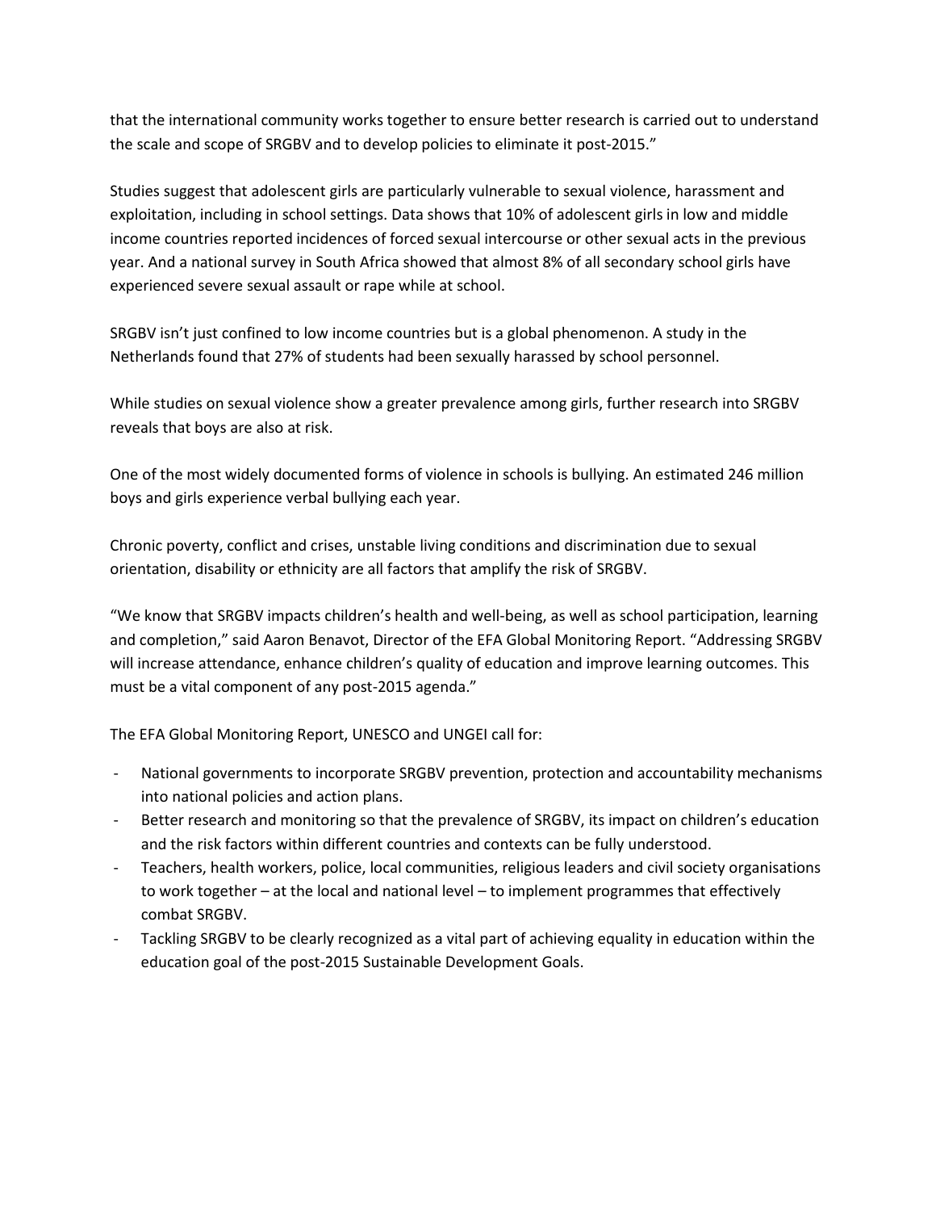that the international community works together to ensure better research is carried out to understand the scale and scope of SRGBV and to develop policies to eliminate it post-2015."

Studies suggest that adolescent girls are particularly vulnerable to sexual violence, harassment and exploitation, including in school settings. Data shows that 10% of adolescent girls in low and middle income countries reported incidences of forced sexual intercourse or other sexual acts in the previous year. And a national survey in South Africa showed that almost 8% of all secondary school girls have experienced severe sexual assault or rape while at school.

SRGBV isn't just confined to low income countries but is a global phenomenon. A study in the Netherlands found that 27% of students had been sexually harassed by school personnel.

While studies on sexual violence show a greater prevalence among girls, further research into SRGBV reveals that boys are also at risk.

One of the most widely documented forms of violence in schools is bullying. An estimated 246 million boys and girls experience verbal bullying each year.

Chronic poverty, conflict and crises, unstable living conditions and discrimination due to sexual orientation, disability or ethnicity are all factors that amplify the risk of SRGBV.

"We know that SRGBV impacts children's health and well-being, as well as school participation, learning and completion," said Aaron Benavot, Director of the EFA Global Monitoring Report. "Addressing SRGBV will increase attendance, enhance children's quality of education and improve learning outcomes. This must be a vital component of any post-2015 agenda."

The EFA Global Monitoring Report, UNESCO and UNGEI call for:

- National governments to incorporate SRGBV prevention, protection and accountability mechanisms into national policies and action plans.
- Better research and monitoring so that the prevalence of SRGBV, its impact on children's education and the risk factors within different countries and contexts can be fully understood.
- Teachers, health workers, police, local communities, religious leaders and civil society organisations to work together – at the local and national level – to implement programmes that effectively combat SRGBV.
- Tackling SRGBV to be clearly recognized as a vital part of achieving equality in education within the education goal of the post-2015 Sustainable Development Goals.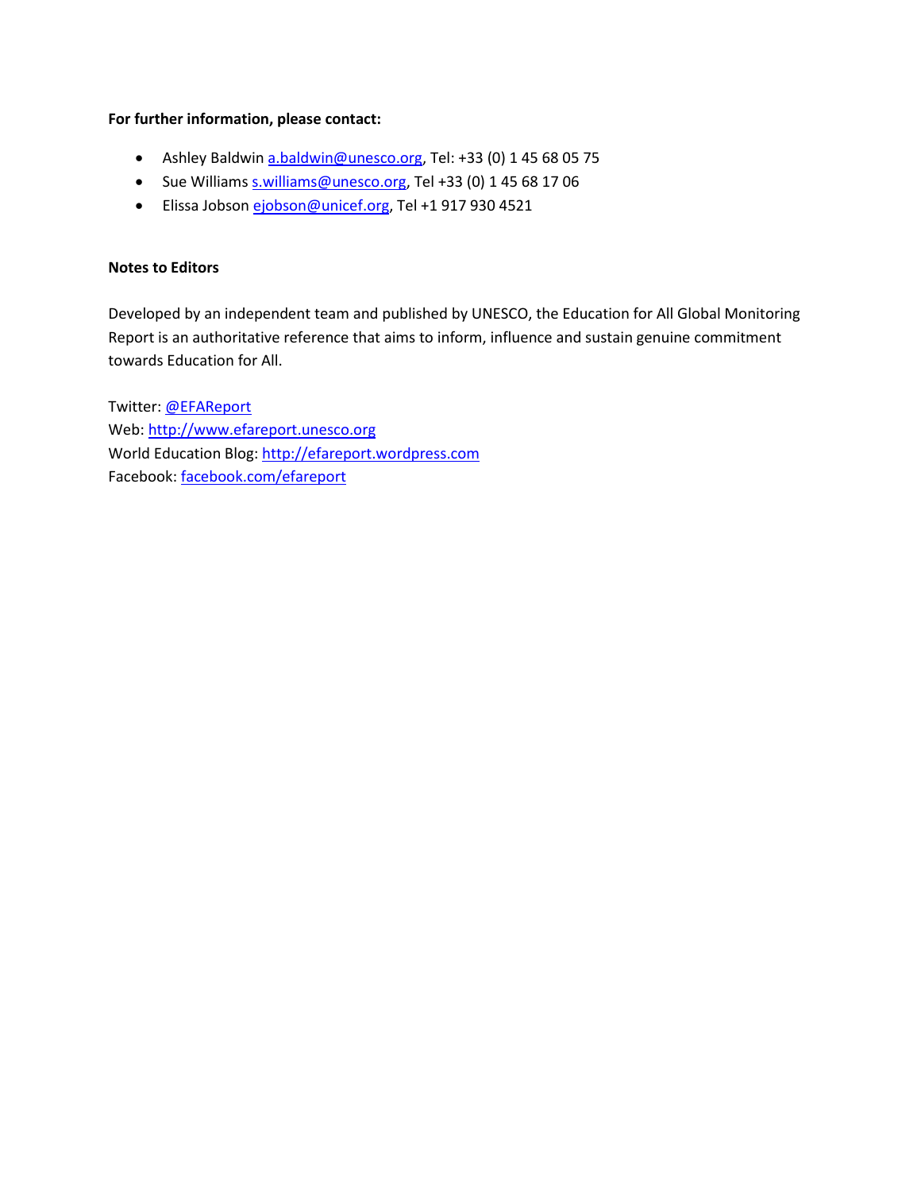**For further information, please contact:**

- Ashley Baldwin a.baldwin@unesco.org, Tel: +33 (0) 1 45 68 05 75
- Sue Williams s.williams@unesco.org, Tel +33 (0) 1 45 68 17 06
- Elissa Jobson ejobson@unicef.org, Tel +1 917 930 4521

**Notes to Editors**

Developed by an independent team and published by UNESCO, the Education for All Global Monitoring Report is an authoritative reference that aims to inform, influence and sustain genuine commitment towards Education for All.

Twitter: @EFAReport
Web: http://www.efareport.unesco.org
World Education Blog: http://efareport.wordpress.com
Facebook: facebook.com/efareport